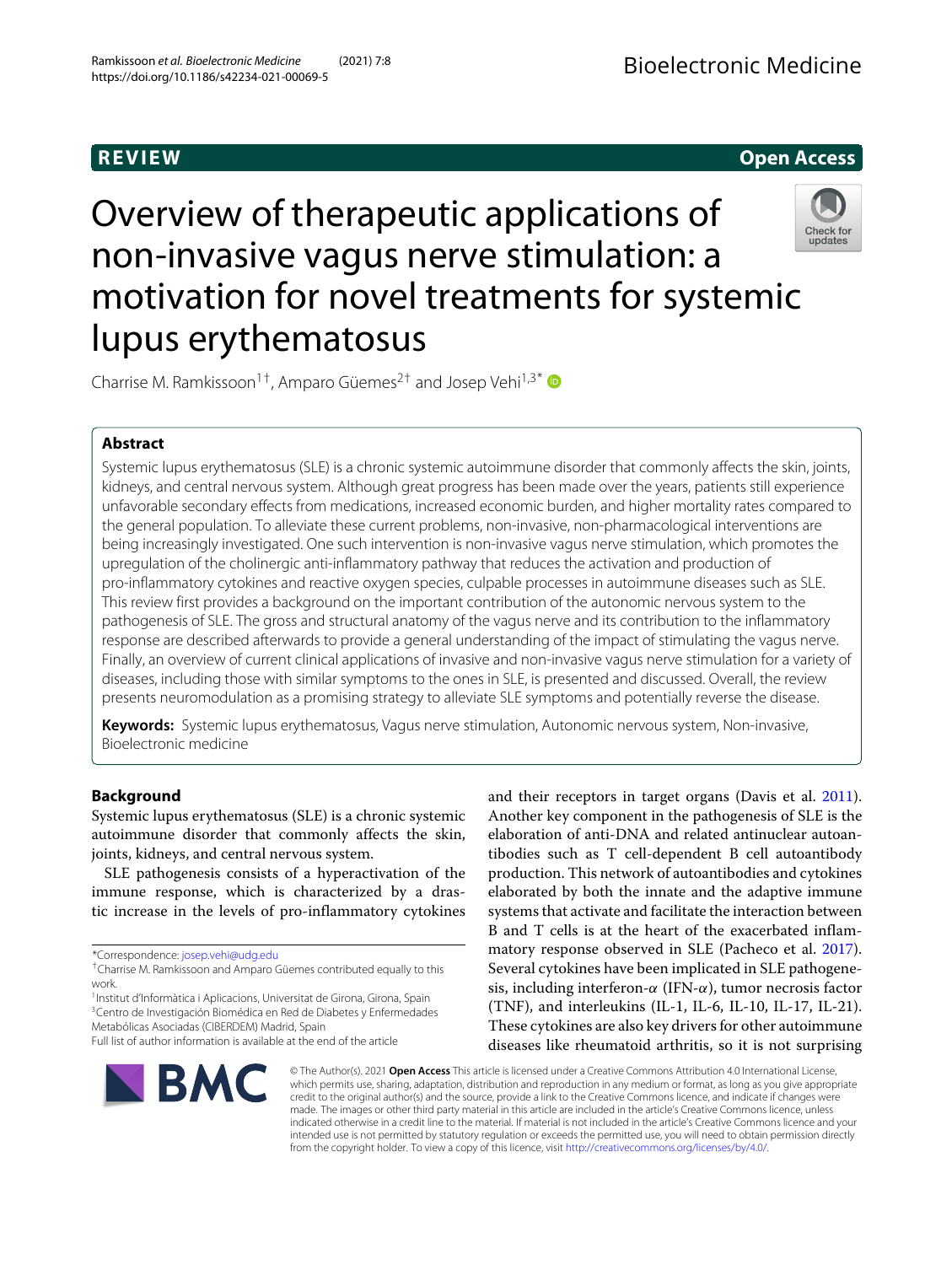REVIEW

Open Access

# Overview of therapeutic applications of non-invasive vagus nerve stimulation: a motivation for novel treatments for systemic lupus erythematosus

Charrise M. Ramkissoon[1†], Amparo Güemes[2†] and Josep Vehi[1,3*]

## Abstract

Systemic lupus erythematosus (SLE) is a chronic systemic autoimmune disorder that commonly affects the skin, joints, kidneys, and central nervous system. Although great progress has been made over the years, patients still experience unfavorable secondary effects from medications, increased economic burden, and higher mortality rates compared to the general population. To alleviate these current problems, non-invasive, non-pharmacological interventions are being increasingly investigated. One such intervention is non-invasive vagus nerve stimulation, which promotes the upregulation of the cholinergic anti-inflammatory pathway that reduces the activation and production of pro-inflammatory cytokines and reactive oxygen species, culpable processes in autoimmune diseases such as SLE. This review first provides a background on the important contribution of the autonomic nervous system to the pathogenesis of SLE. The gross and structural anatomy of the vagus nerve and its contribution to the inflammatory response are described afterwards to provide a general understanding of the impact of stimulating the vagus nerve. Finally, an overview of current clinical applications of invasive and non-invasive vagus nerve stimulation for a variety of diseases, including those with similar symptoms to the ones in SLE, is presented and discussed. Overall, the review presents neuromodulation as a promising strategy to alleviate SLE symptoms and potentially reverse the disease.

**Keywords:** Systemic lupus erythematosus, Vagus nerve stimulation, Autonomic nervous system, Non-invasive, Bioelectronic medicine

## Background

Systemic lupus erythematosus (SLE) is a chronic systemic autoimmune disorder that commonly affects the skin, joints, kidneys, and central nervous system.

SLE pathogenesis consists of a hyperactivation of the immune response, which is characterized by a drastic increase in the levels of pro-inflammatory cytokines and their receptors in target organs (Davis et al. 2011). Another key component in the pathogenesis of SLE is the elaboration of anti-DNA and related antinuclear autoantibodies such as T cell-dependent B cell autoantibody production. This network of autoantibodies and cytokines elaborated by both the innate and the adaptive immune systems that activate and facilitate the interaction between B and T cells is at the heart of the exacerbated inflammatory response observed in SLE (Pacheco et al. 2017). Several cytokines have been implicated in SLE pathogenesis, including interferon-$\alpha$ (IFN-$\alpha$), tumor necrosis factor (TNF), and interleukins (IL-1, IL-6, IL-10, IL-17, IL-21). These cytokines are also key drivers for other autoimmune diseases like rheumatoid arthritis, so it is not surprising

*Correspondence: josep.vehi@udg.edu

†Charrise M. Ramkissoon and Amparo Güemes contributed equally to this work.

[1]Institut d'Informàtica i Aplicacions, Universitat de Girona, Girona, Spain

[3]Centro de Investigación Biomédica en Red de Diabetes y Enfermedades Metabólicas Asociadas (CIBERDEM) Madrid, Spain

Full list of author information is available at the end of the article

© The Author(s). 2021 **Open Access** This article is licensed under a Creative Commons Attribution 4.0 International License, which permits use, sharing, adaptation, distribution and reproduction in any medium or format, as long as you give appropriate credit to the original author(s) and the source, provide a link to the Creative Commons licence, and indicate if changes were made. The images or other third party material in this article are included in the article's Creative Commons licence, unless indicated otherwise in a credit line to the material. If material is not included in the article's Creative Commons licence and your intended use is not permitted by statutory regulation or exceeds the permitted use, you will need to obtain permission directly from the copyright holder. To view a copy of this licence, visit http://creativecommons.org/licenses/by/4.0/.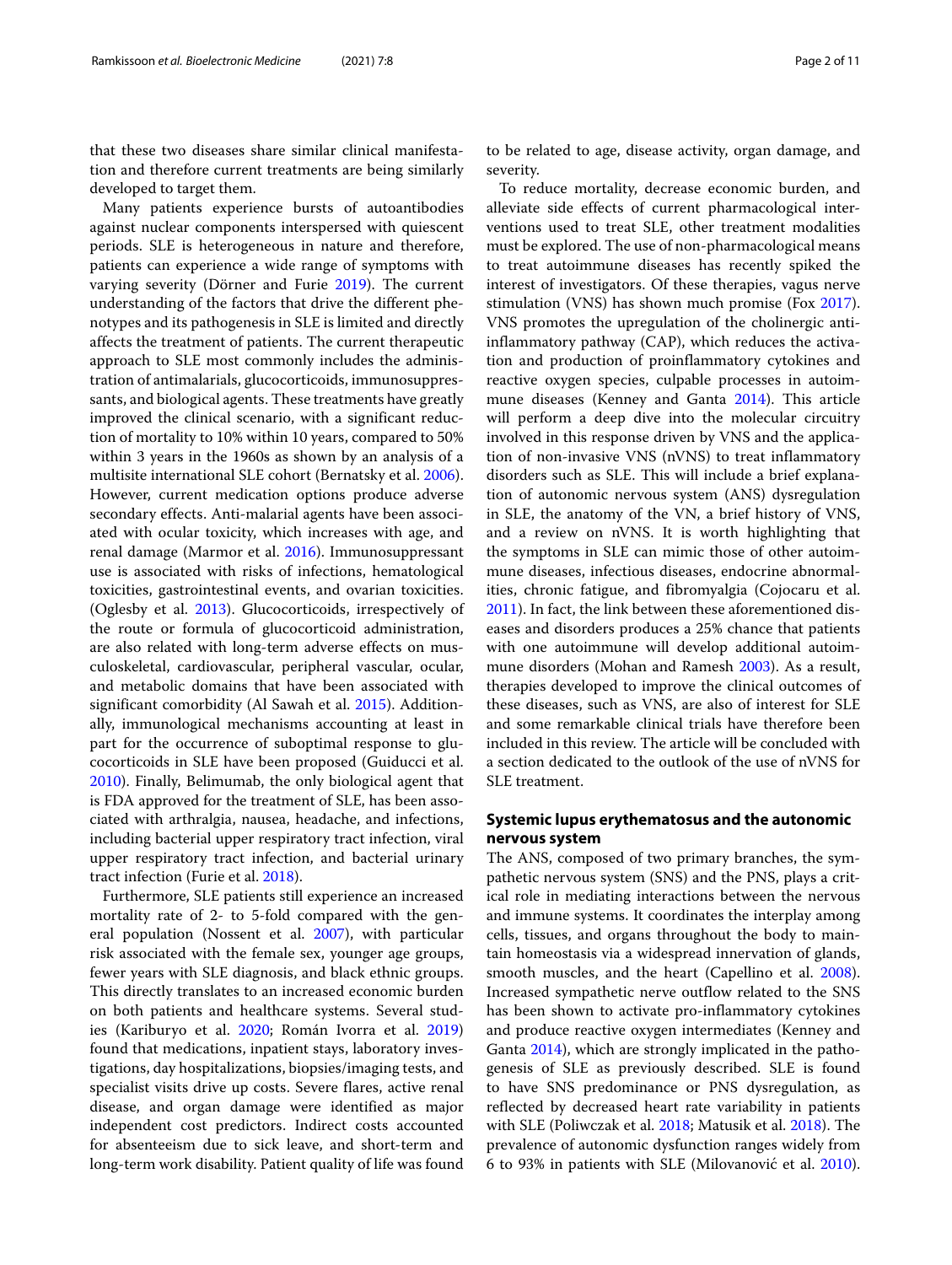that these two diseases share similar clinical manifestation and therefore current treatments are being similarly developed to target them.

Many patients experience bursts of autoantibodies against nuclear components interspersed with quiescent periods. SLE is heterogeneous in nature and therefore, patients can experience a wide range of symptoms with varying severity (Dörner and Furie 2019). The current understanding of the factors that drive the different phenotypes and its pathogenesis in SLE is limited and directly affects the treatment of patients. The current therapeutic approach to SLE most commonly includes the administration of antimalarials, glucocorticoids, immunosuppressants, and biological agents. These treatments have greatly improved the clinical scenario, with a significant reduction of mortality to 10% within 10 years, compared to 50% within 3 years in the 1960s as shown by an analysis of a multisite international SLE cohort (Bernatsky et al. 2006). However, current medication options produce adverse secondary effects. Anti-malarial agents have been associated with ocular toxicity, which increases with age, and renal damage (Marmor et al. 2016). Immunosuppressant use is associated with risks of infections, hematological toxicities, gastrointestinal events, and ovarian toxicities. (Oglesby et al. 2013). Glucocorticoids, irrespectively of the route or formula of glucocorticoid administration, are also related with long-term adverse effects on musculoskeletal, cardiovascular, peripheral vascular, ocular, and metabolic domains that have been associated with significant comorbidity (Al Sawah et al. 2015). Additionally, immunological mechanisms accounting at least in part for the occurrence of suboptimal response to glucocorticoids in SLE have been proposed (Guiducci et al. 2010). Finally, Belimumab, the only biological agent that is FDA approved for the treatment of SLE, has been associated with arthralgia, nausea, headache, and infections, including bacterial upper respiratory tract infection, viral upper respiratory tract infection, and bacterial urinary tract infection (Furie et al. 2018).

Furthermore, SLE patients still experience an increased mortality rate of 2- to 5-fold compared with the general population (Nossent et al. 2007), with particular risk associated with the female sex, younger age groups, fewer years with SLE diagnosis, and black ethnic groups. This directly translates to an increased economic burden on both patients and healthcare systems. Several studies (Kariburyo et al. 2020; Román Ivorra et al. 2019) found that medications, inpatient stays, laboratory investigations, day hospitalizations, biopsies/imaging tests, and specialist visits drive up costs. Severe flares, active renal disease, and organ damage were identified as major independent cost predictors. Indirect costs accounted for absenteeism due to sick leave, and short-term and long-term work disability. Patient quality of life was found to be related to age, disease activity, organ damage, and severity.

To reduce mortality, decrease economic burden, and alleviate side effects of current pharmacological interventions used to treat SLE, other treatment modalities must be explored. The use of non-pharmacological means to treat autoimmune diseases has recently spiked the interest of investigators. Of these therapies, vagus nerve stimulation (VNS) has shown much promise (Fox 2017). VNS promotes the upregulation of the cholinergic anti-inflammatory pathway (CAP), which reduces the activation and production of proinflammatory cytokines and reactive oxygen species, culpable processes in autoimmune diseases (Kenney and Ganta 2014). This article will perform a deep dive into the molecular circuitry involved in this response driven by VNS and the application of non-invasive VNS (nVNS) to treat inflammatory disorders such as SLE. This will include a brief explanation of autonomic nervous system (ANS) dysregulation in SLE, the anatomy of the VN, a brief history of VNS, and a review on nVNS. It is worth highlighting that the symptoms in SLE can mimic those of other autoimmune diseases, infectious diseases, endocrine abnormalities, chronic fatigue, and fibromyalgia (Cojocaru et al. 2011). In fact, the link between these aforementioned diseases and disorders produces a 25% chance that patients with one autoimmune will develop additional autoimmune disorders (Mohan and Ramesh 2003). As a result, therapies developed to improve the clinical outcomes of these diseases, such as VNS, are also of interest for SLE and some remarkable clinical trials have therefore been included in this review. The article will be concluded with a section dedicated to the outlook of the use of nVNS for SLE treatment.

## Systemic lupus erythematosus and the autonomic nervous system

The ANS, composed of two primary branches, the sympathetic nervous system (SNS) and the PNS, plays a critical role in mediating interactions between the nervous and immune systems. It coordinates the interplay among cells, tissues, and organs throughout the body to maintain homeostasis via a widespread innervation of glands, smooth muscles, and the heart (Capellino et al. 2008). Increased sympathetic nerve outflow related to the SNS has been shown to activate pro-inflammatory cytokines and produce reactive oxygen intermediates (Kenney and Ganta 2014), which are strongly implicated in the pathogenesis of SLE as previously described. SLE is found to have SNS predominance or PNS dysregulation, as reflected by decreased heart rate variability in patients with SLE (Poliwczak et al. 2018; Matusik et al. 2018). The prevalence of autonomic dysfunction ranges widely from 6 to 93% in patients with SLE (Milovanović et al. 2010).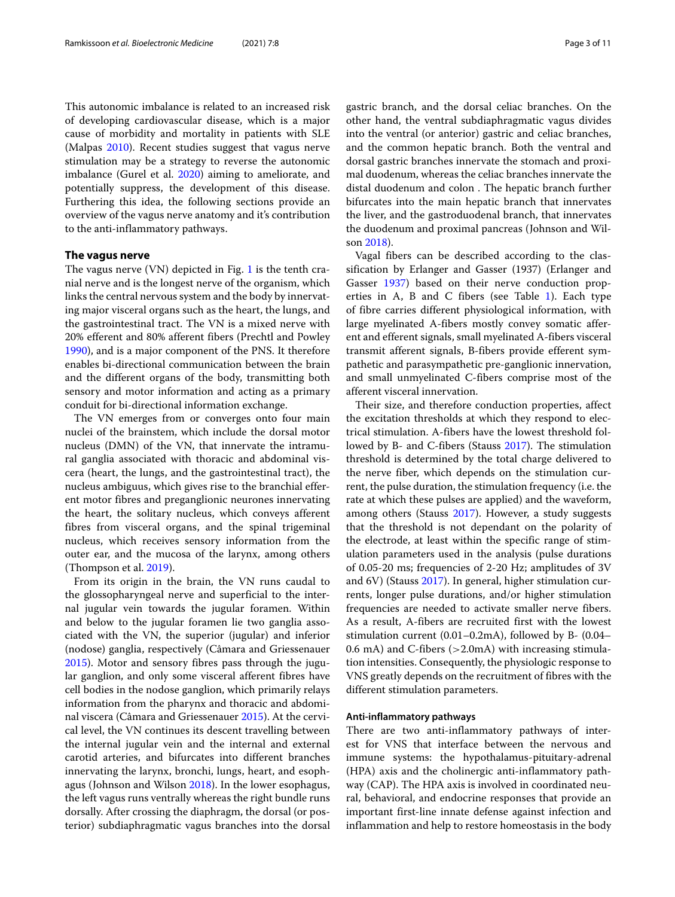This autonomic imbalance is related to an increased risk of developing cardiovascular disease, which is a major cause of morbidity and mortality in patients with SLE (Malpas 2010). Recent studies suggest that vagus nerve stimulation may be a strategy to reverse the autonomic imbalance (Gurel et al. 2020) aiming to ameliorate, and potentially suppress, the development of this disease. Furthering this idea, the following sections provide an overview of the vagus nerve anatomy and it's contribution to the anti-inflammatory pathways.

## The vagus nerve

The vagus nerve (VN) depicted in Fig. 1 is the tenth cranial nerve and is the longest nerve of the organism, which links the central nervous system and the body by innervating major visceral organs such as the heart, the lungs, and the gastrointestinal tract. The VN is a mixed nerve with 20% efferent and 80% afferent fibers (Prechtl and Powley 1990), and is a major component of the PNS. It therefore enables bi-directional communication between the brain and the different organs of the body, transmitting both sensory and motor information and acting as a primary conduit for bi-directional information exchange.

The VN emerges from or converges onto four main nuclei of the brainstem, which include the dorsal motor nucleus (DMN) of the VN, that innervate the intramural ganglia associated with thoracic and abdominal viscera (heart, the lungs, and the gastrointestinal tract), the nucleus ambiguus, which gives rise to the branchial efferent motor fibres and preganglionic neurones innervating the heart, the solitary nucleus, which conveys afferent fibres from visceral organs, and the spinal trigeminal nucleus, which receives sensory information from the outer ear, and the mucosa of the larynx, among others (Thompson et al. 2019).

From its origin in the brain, the VN runs caudal to the glossopharyngeal nerve and superficial to the internal jugular vein towards the jugular foramen. Within and below to the jugular foramen lie two ganglia associated with the VN, the superior (jugular) and inferior (nodose) ganglia, respectively (Câmara and Griessenauer 2015). Motor and sensory fibres pass through the jugular ganglion, and only some visceral afferent fibres have cell bodies in the nodose ganglion, which primarily relays information from the pharynx and thoracic and abdominal viscera (Câmara and Griessenauer 2015). At the cervical level, the VN continues its descent travelling between the internal jugular vein and the internal and external carotid arteries, and bifurcates into different branches innervating the larynx, bronchi, lungs, heart, and esophagus (Johnson and Wilson 2018). In the lower esophagus, the left vagus runs ventrally whereas the right bundle runs dorsally. After crossing the diaphragm, the dorsal (or posterior) subdiaphragmatic vagus branches into the dorsal gastric branch, and the dorsal celiac branches. On the other hand, the ventral subdiaphragmatic vagus divides into the ventral (or anterior) gastric and celiac branches, and the common hepatic branch. Both the ventral and dorsal gastric branches innervate the stomach and proximal duodenum, whereas the celiac branches innervate the distal duodenum and colon . The hepatic branch further bifurcates into the main hepatic branch that innervates the liver, and the gastroduodenal branch, that innervates the duodenum and proximal pancreas (Johnson and Wilson 2018).

Vagal fibers can be described according to the classification by Erlanger and Gasser (1937) (Erlanger and Gasser 1937) based on their nerve conduction properties in A, B and C fibers (see Table 1). Each type of fibre carries different physiological information, with large myelinated A-fibers mostly convey somatic afferent and efferent signals, small myelinated A-fibers visceral transmit afferent signals, B-fibers provide efferent sympathetic and parasympathetic pre-ganglionic innervation, and small unmyelinated C-fibers comprise most of the afferent visceral innervation.

Their size, and therefore conduction properties, affect the excitation thresholds at which they respond to electrical stimulation. A-fibers have the lowest threshold followed by B- and C-fibers (Stauss 2017). The stimulation threshold is determined by the total charge delivered to the nerve fiber, which depends on the stimulation current, the pulse duration, the stimulation frequency (i.e. the rate at which these pulses are applied) and the waveform, among others (Stauss 2017). However, a study suggests that the threshold is not dependant on the polarity of the electrode, at least within the specific range of stimulation parameters used in the analysis (pulse durations of 0.05-20 ms; frequencies of 2-20 Hz; amplitudes of 3V and 6V) (Stauss 2017). In general, higher stimulation currents, longer pulse durations, and/or higher stimulation frequencies are needed to activate smaller nerve fibers. As a result, A-fibers are recruited first with the lowest stimulation current (0.01–0.2mA), followed by B- (0.04–0.6 mA) and C-fibers (>2.0mA) with increasing stimulation intensities. Consequently, the physiologic response to VNS greatly depends on the recruitment of fibres with the different stimulation parameters.

### Anti-inflammatory pathways

There are two anti-inflammatory pathways of interest for VNS that interface between the nervous and immune systems: the hypothalamus-pituitary-adrenal (HPA) axis and the cholinergic anti-inflammatory pathway (CAP). The HPA axis is involved in coordinated neural, behavioral, and endocrine responses that provide an important first-line innate defense against infection and inflammation and help to restore homeostasis in the body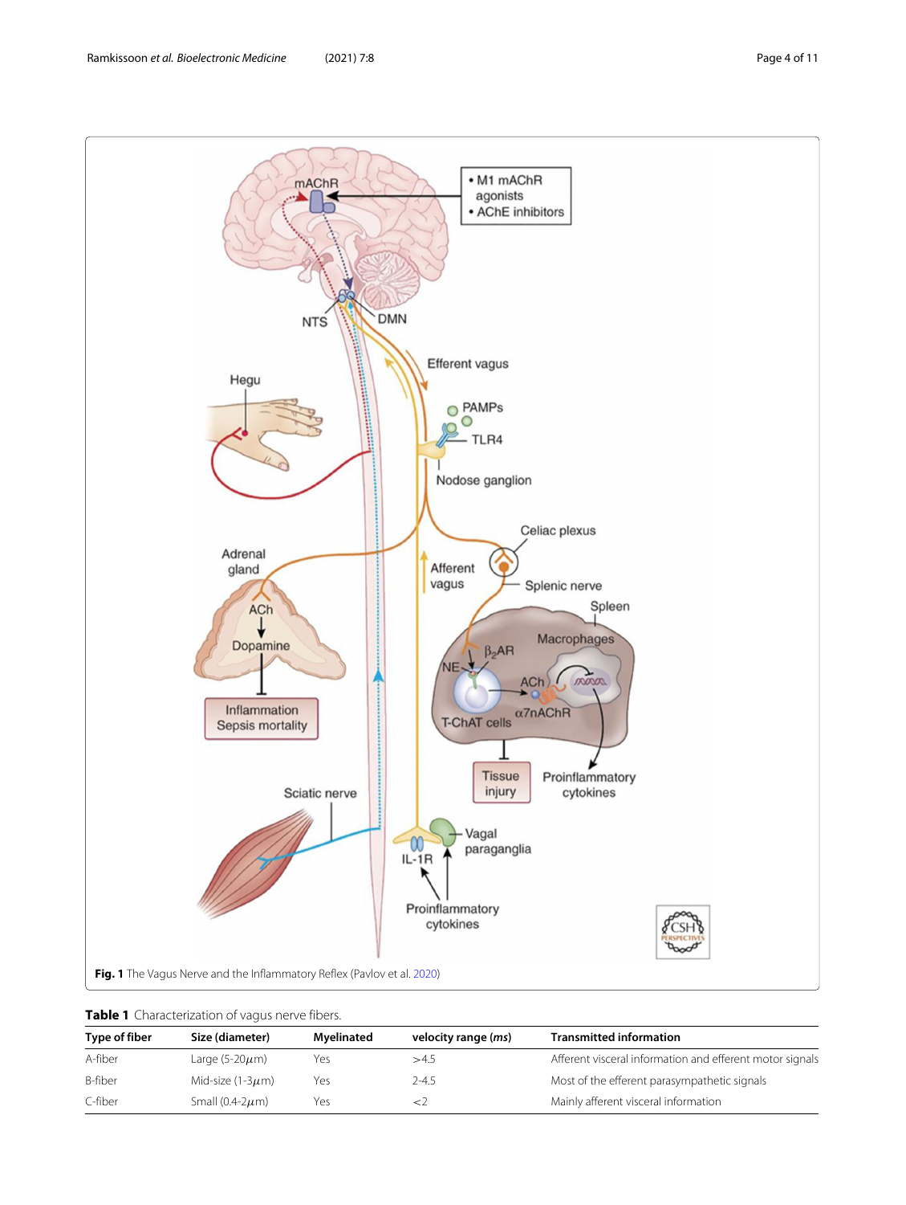**Fig. 1** The Vagus Nerve and the Inflammatory Reflex (Pavlov et al. 2020)

**Table 1** Characterization of vagus nerve fibers.

| Type of fiber | Size (diameter) | Myelinated | velocity range (*ms*) | Transmitted information |
|---|---|---|---|---|
| A-fiber | Large (5-20$\mu$m) | Yes | >4.5 | Afferent visceral information and efferent motor signals |
| B-fiber | Mid-size (1-3$\mu$m) | Yes | 2-4.5 | Most of the efferent parasympathetic signals |
| C-fiber | Small (0.4-2$\mu$m) | Yes | <2 | Mainly afferent visceral information |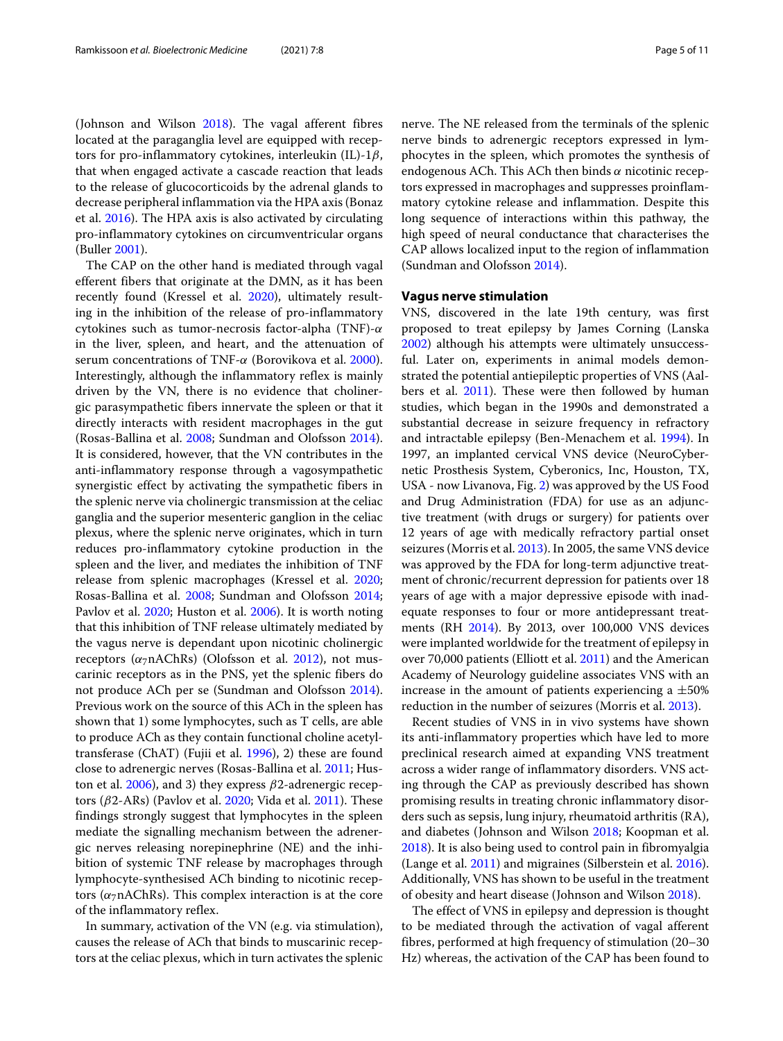(Johnson and Wilson 2018). The vagal afferent fibres located at the paraganglia level are equipped with receptors for pro-inflammatory cytokines, interleukin (IL)-1$\beta$, that when engaged activate a cascade reaction that leads to the release of glucocorticoids by the adrenal glands to decrease peripheral inflammation via the HPA axis (Bonaz et al. 2016). The HPA axis is also activated by circulating pro-inflammatory cytokines on circumventricular organs (Buller 2001).

The CAP on the other hand is mediated through vagal efferent fibers that originate at the DMN, as it has been recently found (Kressel et al. 2020), ultimately resulting in the inhibition of the release of pro-inflammatory cytokines such as tumor-necrosis factor-alpha (TNF)-$\alpha$ in the liver, spleen, and heart, and the attenuation of serum concentrations of TNF-$\alpha$ (Borovikova et al. 2000). Interestingly, although the inflammatory reflex is mainly driven by the VN, there is no evidence that cholinergic parasympathetic fibers innervate the spleen or that it directly interacts with resident macrophages in the gut (Rosas-Ballina et al. 2008; Sundman and Olofsson 2014). It is considered, however, that the VN contributes in the anti-inflammatory response through a vagosympathetic synergistic effect by activating the sympathetic fibers in the splenic nerve via cholinergic transmission at the celiac ganglia and the superior mesenteric ganglion in the celiac plexus, where the splenic nerve originates, which in turn reduces pro-inflammatory cytokine production in the spleen and the liver, and mediates the inhibition of TNF release from splenic macrophages (Kressel et al. 2020; Rosas-Ballina et al. 2008; Sundman and Olofsson 2014; Pavlov et al. 2020; Huston et al. 2006). It is worth noting that this inhibition of TNF release ultimately mediated by the vagus nerve is dependant upon nicotinic cholinergic receptors ($\alpha_7$nAChRs) (Olofsson et al. 2012), not muscarinic receptors as in the PNS, yet the splenic fibers do not produce ACh per se (Sundman and Olofsson 2014). Previous work on the source of this ACh in the spleen has shown that 1) some lymphocytes, such as T cells, are able to produce ACh as they contain functional choline acetyltransferase (ChAT) (Fujii et al. 1996), 2) these are found close to adrenergic nerves (Rosas-Ballina et al. 2011; Huston et al. 2006), and 3) they express $\beta$2-adrenergic receptors ($\beta$2-ARs) (Pavlov et al. 2020; Vida et al. 2011). These findings strongly suggest that lymphocytes in the spleen mediate the signalling mechanism between the adrenergic nerves releasing norepinephrine (NE) and the inhibition of systemic TNF release by macrophages through lymphocyte-synthesised ACh binding to nicotinic receptors ($\alpha_7$nAChRs). This complex interaction is at the core of the inflammatory reflex.

In summary, activation of the VN (e.g. via stimulation), causes the release of ACh that binds to muscarinic receptors at the celiac plexus, which in turn activates the splenic nerve. The NE released from the terminals of the splenic nerve binds to adrenergic receptors expressed in lymphocytes in the spleen, which promotes the synthesis of endogenous ACh. This ACh then binds $\alpha$ nicotinic receptors expressed in macrophages and suppresses proinflammatory cytokine release and inflammation. Despite this long sequence of interactions within this pathway, the high speed of neural conductance that characterises the CAP allows localized input to the region of inflammation (Sundman and Olofsson 2014).

## Vagus nerve stimulation

VNS, discovered in the late 19th century, was first proposed to treat epilepsy by James Corning (Lanska 2002) although his attempts were ultimately unsuccessful. Later on, experiments in animal models demonstrated the potential antiepileptic properties of VNS (Aalbers et al. 2011). These were then followed by human studies, which began in the 1990s and demonstrated a substantial decrease in seizure frequency in refractory and intractable epilepsy (Ben-Menachem et al. 1994). In 1997, an implanted cervical VNS device (NeuroCybernetic Prosthesis System, Cyberonics, Inc, Houston, TX, USA - now Livanova, Fig. 2) was approved by the US Food and Drug Administration (FDA) for use as an adjunctive treatment (with drugs or surgery) for patients over 12 years of age with medically refractory partial onset seizures (Morris et al. 2013). In 2005, the same VNS device was approved by the FDA for long-term adjunctive treatment of chronic/recurrent depression for patients over 18 years of age with a major depressive episode with inadequate responses to four or more antidepressant treatments (RH 2014). By 2013, over 100,000 VNS devices were implanted worldwide for the treatment of epilepsy in over 70,000 patients (Elliott et al. 2011) and the American Academy of Neurology guideline associates VNS with an increase in the amount of patients experiencing a ±50% reduction in the number of seizures (Morris et al. 2013).

Recent studies of VNS in in vivo systems have shown its anti-inflammatory properties which have led to more preclinical research aimed at expanding VNS treatment across a wider range of inflammatory disorders. VNS acting through the CAP as previously described has shown promising results in treating chronic inflammatory disorders such as sepsis, lung injury, rheumatoid arthritis (RA), and diabetes (Johnson and Wilson 2018; Koopman et al. 2018). It is also being used to control pain in fibromyalgia (Lange et al. 2011) and migraines (Silberstein et al. 2016). Additionally, VNS has shown to be useful in the treatment of obesity and heart disease (Johnson and Wilson 2018).

The effect of VNS in epilepsy and depression is thought to be mediated through the activation of vagal afferent fibres, performed at high frequency of stimulation (20–30 Hz) whereas, the activation of the CAP has been found to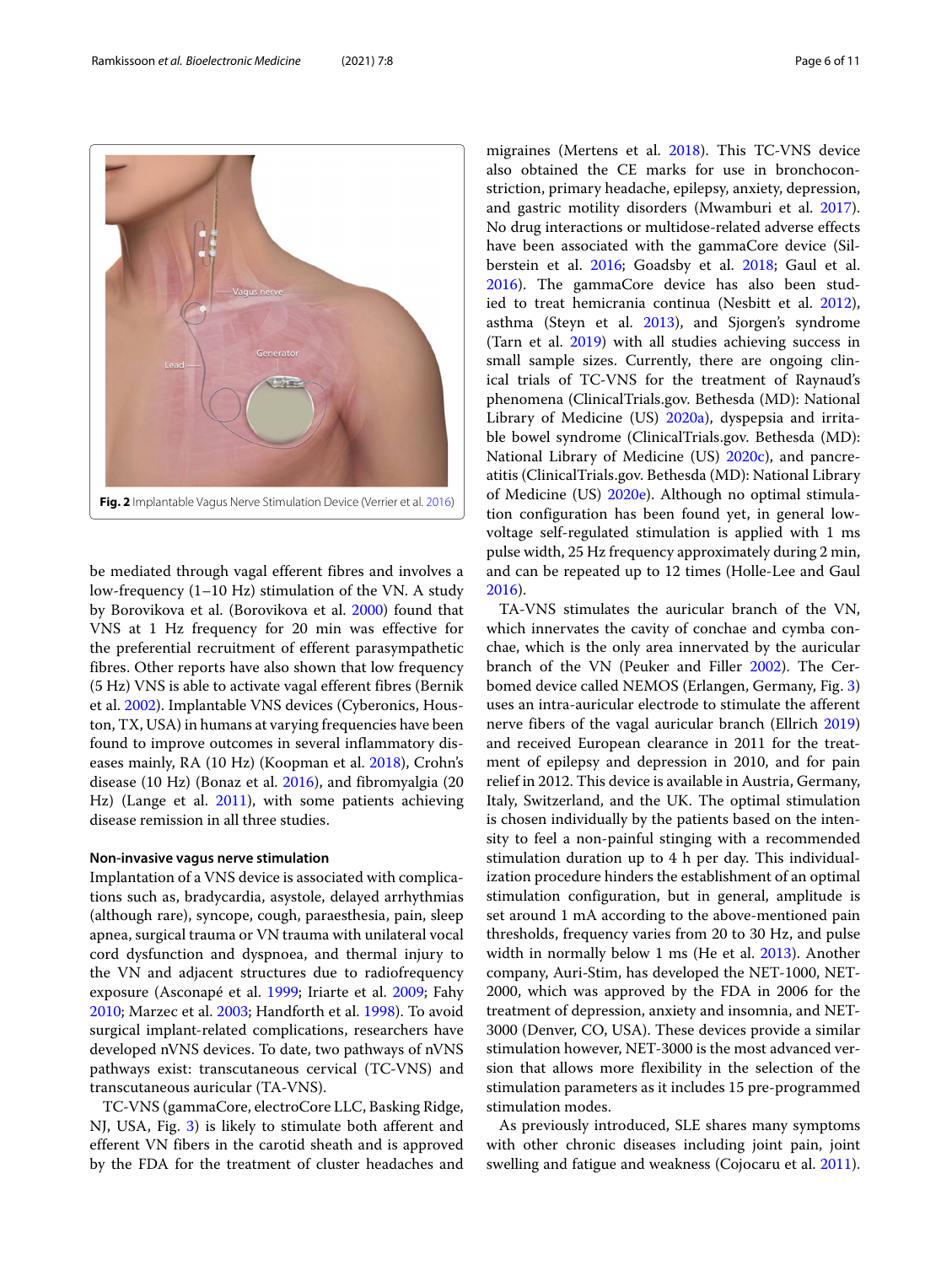Fig. 2 Implantable Vagus Nerve Stimulation Device (Verrier et al. 2016)

be mediated through vagal efferent fibres and involves a low-frequency (1–10 Hz) stimulation of the VN. A study by Borovikova et al. (Borovikova et al. 2000) found that VNS at 1 Hz frequency for 20 min was effective for the preferential recruitment of efferent parasympathetic fibres. Other reports have also shown that low frequency (5 Hz) VNS is able to activate vagal efferent fibres (Bernik et al. 2002). Implantable VNS devices (Cyberonics, Houston, TX, USA) in humans at varying frequencies have been found to improve outcomes in several inflammatory diseases mainly, RA (10 Hz) (Koopman et al. 2018), Crohn's disease (10 Hz) (Bonaz et al. 2016), and fibromyalgia (20 Hz) (Lange et al. 2011), with some patients achieving disease remission in all three studies.

#### Non-invasive vagus nerve stimulation

Implantation of a VNS device is associated with complications such as, bradycardia, asystole, delayed arrhythmias (although rare), syncope, cough, paraesthesia, pain, sleep apnea, surgical trauma or VN trauma with unilateral vocal cord dysfunction and dyspnoea, and thermal injury to the VN and adjacent structures due to radiofrequency exposure (Asconapé et al. 1999; Iriarte et al. 2009; Fahy 2010; Marzec et al. 2003; Handforth et al. 1998). To avoid surgical implant-related complications, researchers have developed nVNS devices. To date, two pathways of nVNS pathways exist: transcutaneous cervical (TC-VNS) and transcutaneous auricular (TA-VNS).

TC-VNS (gammaCore, electroCore LLC, Basking Ridge, NJ, USA, Fig. 3) is likely to stimulate both afferent and efferent VN fibers in the carotid sheath and is approved by the FDA for the treatment of cluster headaches and migraines (Mertens et al. 2018). This TC-VNS device also obtained the CE marks for use in bronchoconstriction, primary headache, epilepsy, anxiety, depression, and gastric motility disorders (Mwamburi et al. 2017). No drug interactions or multidose-related adverse effects have been associated with the gammaCore device (Silberstein et al. 2016; Goadsby et al. 2018; Gaul et al. 2016). The gammaCore device has also been studied to treat hemicrania continua (Nesbitt et al. 2012), asthma (Steyn et al. 2013), and Sjorgen's syndrome (Tarn et al. 2019) with all studies achieving success in small sample sizes. Currently, there are ongoing clinical trials of TC-VNS for the treatment of Raynaud's phenomena (ClinicalTrials.gov. Bethesda (MD): National Library of Medicine (US) 2020a), dyspepsia and irritable bowel syndrome (ClinicalTrials.gov. Bethesda (MD): National Library of Medicine (US) 2020c), and pancreatitis (ClinicalTrials.gov. Bethesda (MD): National Library of Medicine (US) 2020e). Although no optimal stimulation configuration has been found yet, in general low-voltage self-regulated stimulation is applied with 1 ms pulse width, 25 Hz frequency approximately during 2 min, and can be repeated up to 12 times (Holle-Lee and Gaul 2016).

TA-VNS stimulates the auricular branch of the VN, which innervates the cavity of conchae and cymba conchae, which is the only area innervated by the auricular branch of the VN (Peuker and Filler 2002). The Cerbomed device called NEMOS (Erlangen, Germany, Fig. 3) uses an intra-auricular electrode to stimulate the afferent nerve fibers of the vagal auricular branch (Ellrich 2019) and received European clearance in 2011 for the treatment of epilepsy and depression in 2010, and for pain relief in 2012. This device is available in Austria, Germany, Italy, Switzerland, and the UK. The optimal stimulation is chosen individually by the patients based on the intensity to feel a non-painful stinging with a recommended stimulation duration up to 4 h per day. This individualization procedure hinders the establishment of an optimal stimulation configuration, but in general, amplitude is set around 1 mA according to the above-mentioned pain thresholds, frequency varies from 20 to 30 Hz, and pulse width in normally below 1 ms (He et al. 2013). Another company, Auri-Stim, has developed the NET-1000, NET-2000, which was approved by the FDA in 2006 for the treatment of depression, anxiety and insomnia, and NET-3000 (Denver, CO, USA). These devices provide a similar stimulation however, NET-3000 is the most advanced version that allows more flexibility in the selection of the stimulation parameters as it includes 15 pre-programmed stimulation modes.

As previously introduced, SLE shares many symptoms with other chronic diseases including joint pain, joint swelling and fatigue and weakness (Cojocaru et al. 2011).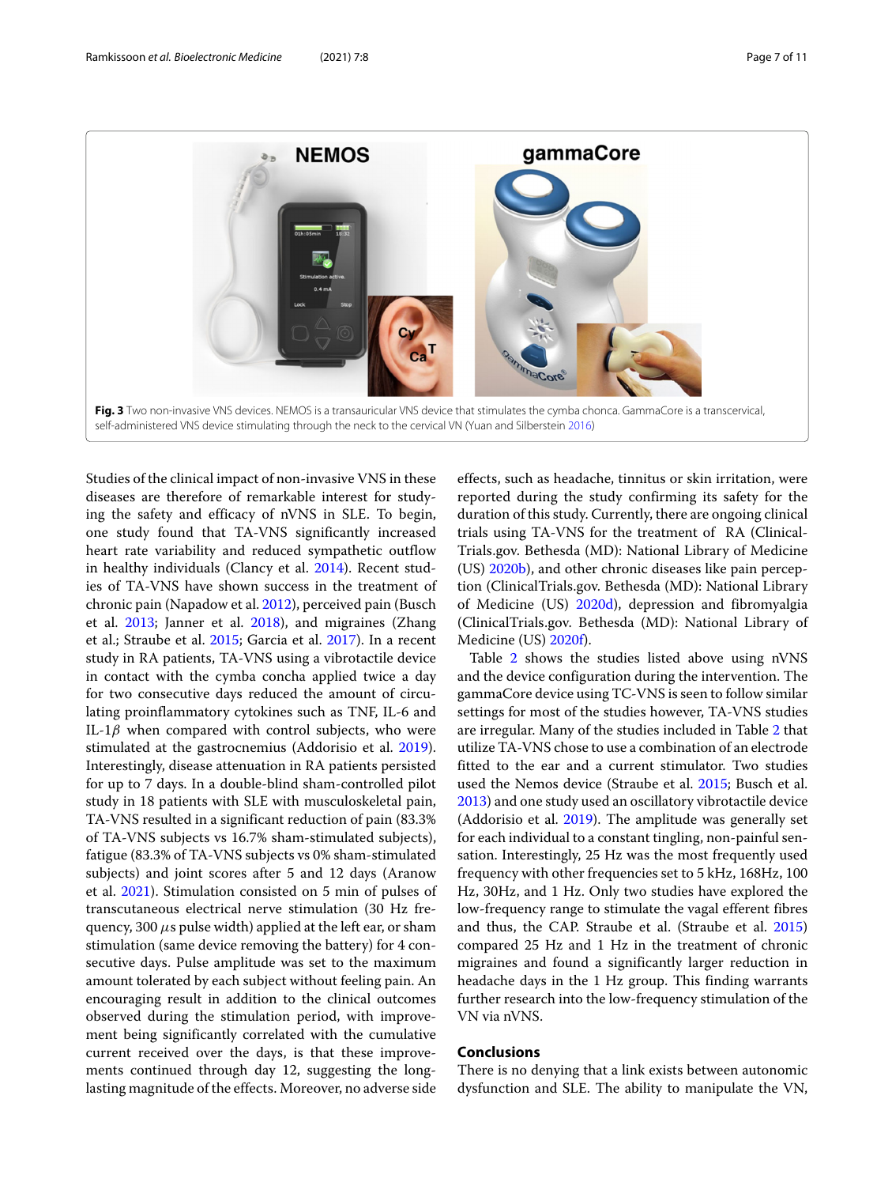**Fig. 3** Two non-invasive VNS devices. NEMOS is a transauricular VNS device that stimulates the cymba chonca. GammaCore is a transcervical, self-administered VNS device stimulating through the neck to the cervical VN (Yuan and Silberstein 2016)

Studies of the clinical impact of non-invasive VNS in these diseases are therefore of remarkable interest for studying the safety and efficacy of nVNS in SLE. To begin, one study found that TA-VNS significantly increased heart rate variability and reduced sympathetic outflow in healthy individuals (Clancy et al. 2014). Recent studies of TA-VNS have shown success in the treatment of chronic pain (Napadow et al. 2012), perceived pain (Busch et al. 2013; Janner et al. 2018), and migraines (Zhang et al.; Straube et al. 2015; Garcia et al. 2017). In a recent study in RA patients, TA-VNS using a vibrotactile device in contact with the cymba concha applied twice a day for two consecutive days reduced the amount of circulating proinflammatory cytokines such as TNF, IL-6 and IL-1$\beta$ when compared with control subjects, who were stimulated at the gastrocnemius (Addorisio et al. 2019). Interestingly, disease attenuation in RA patients persisted for up to 7 days. In a double-blind sham-controlled pilot study in 18 patients with SLE with musculoskeletal pain, TA-VNS resulted in a significant reduction of pain (83.3% of TA-VNS subjects vs 16.7% sham-stimulated subjects), fatigue (83.3% of TA-VNS subjects vs 0% sham-stimulated subjects) and joint scores after 5 and 12 days (Aranow et al. 2021). Stimulation consisted on 5 min of pulses of transcutaneous electrical nerve stimulation (30 Hz frequency, 300 $\mu$s pulse width) applied at the left ear, or sham stimulation (same device removing the battery) for 4 consecutive days. Pulse amplitude was set to the maximum amount tolerated by each subject without feeling pain. An encouraging result in addition to the clinical outcomes observed during the stimulation period, with improvement being significantly correlated with the cumulative current received over the days, is that these improvements continued through day 12, suggesting the long-lasting magnitude of the effects. Moreover, no adverse side effects, such as headache, tinnitus or skin irritation, were reported during the study confirming its safety for the duration of this study. Currently, there are ongoing clinical trials using TA-VNS for the treatment of RA (ClinicalTrials.gov. Bethesda (MD): National Library of Medicine (US) 2020b), and other chronic diseases like pain perception (ClinicalTrials.gov. Bethesda (MD): National Library of Medicine (US) 2020d), depression and fibromyalgia (ClinicalTrials.gov. Bethesda (MD): National Library of Medicine (US) 2020f).

Table 2 shows the studies listed above using nVNS and the device configuration during the intervention. The gammaCore device using TC-VNS is seen to follow similar settings for most of the studies however, TA-VNS studies are irregular. Many of the studies included in Table 2 that utilize TA-VNS chose to use a combination of an electrode fitted to the ear and a current stimulator. Two studies used the Nemos device (Straube et al. 2015; Busch et al. 2013) and one study used an oscillatory vibrotactile device (Addorisio et al. 2019). The amplitude was generally set for each individual to a constant tingling, non-painful sensation. Interestingly, 25 Hz was the most frequently used frequency with other frequencies set to 5 kHz, 168Hz, 100 Hz, 30Hz, and 1 Hz. Only two studies have explored the low-frequency range to stimulate the vagal efferent fibres and thus, the CAP. Straube et al. (Straube et al. 2015) compared 25 Hz and 1 Hz in the treatment of chronic migraines and found a significantly larger reduction in headache days in the 1 Hz group. This finding warrants further research into the low-frequency stimulation of the VN via nVNS.

## Conclusions

There is no denying that a link exists between autonomic dysfunction and SLE. The ability to manipulate the VN,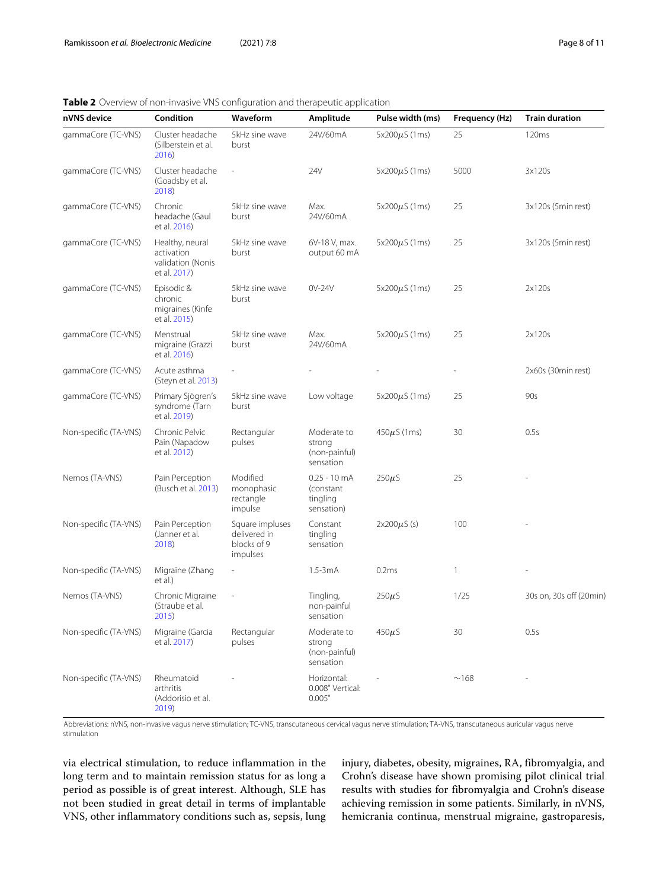**Table 2** Overview of non-invasive VNS configuration and therapeutic application

| nVNS device | Condition | Waveform | Amplitude | Pulse width (ms) | Frequency (Hz) | Train duration |
|---|---|---|---|---|---|---|
| gammaCore (TC-VNS) | Cluster headache (Silberstein et al. 2016) | 5kHz sine wave burst | 24V/60mA | 5x200$\mu$S (1ms) | 25 | 120ms |
| gammaCore (TC-VNS) | Cluster headache (Goadsby et al. 2018) | - | 24V | 5x200$\mu$S (1ms) | 5000 | 3x120s |
| gammaCore (TC-VNS) | Chronic headache (Gaul et al. 2016) | 5kHz sine wave burst | Max. 24V/60mA | 5x200$\mu$S (1ms) | 25 | 3x120s (5min rest) |
| gammaCore (TC-VNS) | Healthy, neural activation validation (Nonis et al. 2017) | 5kHz sine wave burst | 6V-18 V, max. output 60 mA | 5x200$\mu$S (1ms) | 25 | 3x120s (5min rest) |
| gammaCore (TC-VNS) | Episodic & chronic migraines (Kinfe et al. 2015) | 5kHz sine wave burst | 0V-24V | 5x200$\mu$S (1ms) | 25 | 2x120s |
| gammaCore (TC-VNS) | Menstrual migraine (Grazzi et al. 2016) | 5kHz sine wave burst | Max. 24V/60mA | 5x200$\mu$S (1ms) | 25 | 2x120s |
| gammaCore (TC-VNS) | Acute asthma (Steyn et al. 2013) | - | - | - | - | 2x60s (30min rest) |
| gammaCore (TC-VNS) | Primary Sjögren's syndrome (Tarn et al. 2019) | 5kHz sine wave burst | Low voltage | 5x200$\mu$S (1ms) | 25 | 90s |
| Non-specific (TA-VNS) | Chronic Pelvic Pain (Napadow et al. 2012) | Rectangular pulses | Moderate to strong (non-painful) sensation | 450$\mu$S (1ms) | 30 | 0.5s |
| Nemos (TA-VNS) | Pain Perception (Busch et al. 2013) | Modified monophasic rectangle impulse | 0.25 - 10 mA (constant tingling sensation) | 250$\mu$S | 25 | - |
| Non-specific (TA-VNS) | Pain Perception (Janner et al. 2018) | Square impluses delivered in blocks of 9 impulses | Constant tingling sensation | 2x200$\mu$S (s) | 100 | - |
| Non-specific (TA-VNS) | Migraine (Zhang et al.) | - | 1.5-3mA | 0.2ms | 1 | - |
| Nemos (TA-VNS) | Chronic Migraine (Straube et al. 2015) | - | Tingling, non-painful sensation | 250$\mu$S | 1/25 | 30s on, 30s off (20min) |
| Non-specific (TA-VNS) | Migraine (Garcia et al. 2017) | Rectangular pulses | Moderate to strong (non-painful) sensation | 450$\mu$S | 30 | 0.5s |
| Non-specific (TA-VNS) | Rheumatoid arthritis (Addorisio et al. 2019) | - | Horizontal: 0.008" Vertical: 0.005" | - | ~168 | - |

Abbreviations: nVNS, non-invasive vagus nerve stimulation; TC-VNS, transcutaneous cervical vagus nerve stimulation; TA-VNS, transcutaneous auricular vagus nerve stimulation

via electrical stimulation, to reduce inflammation in the long term and to maintain remission status for as long a period as possible is of great interest. Although, SLE has not been studied in great detail in terms of implantable VNS, other inflammatory conditions such as, sepsis, lung injury, diabetes, obesity, migraines, RA, fibromyalgia, and Crohn's disease have shown promising pilot clinical trial results with studies for fibromyalgia and Crohn's disease achieving remission in some patients. Similarly, in nVNS, hemicrania continua, menstrual migraine, gastroparesis,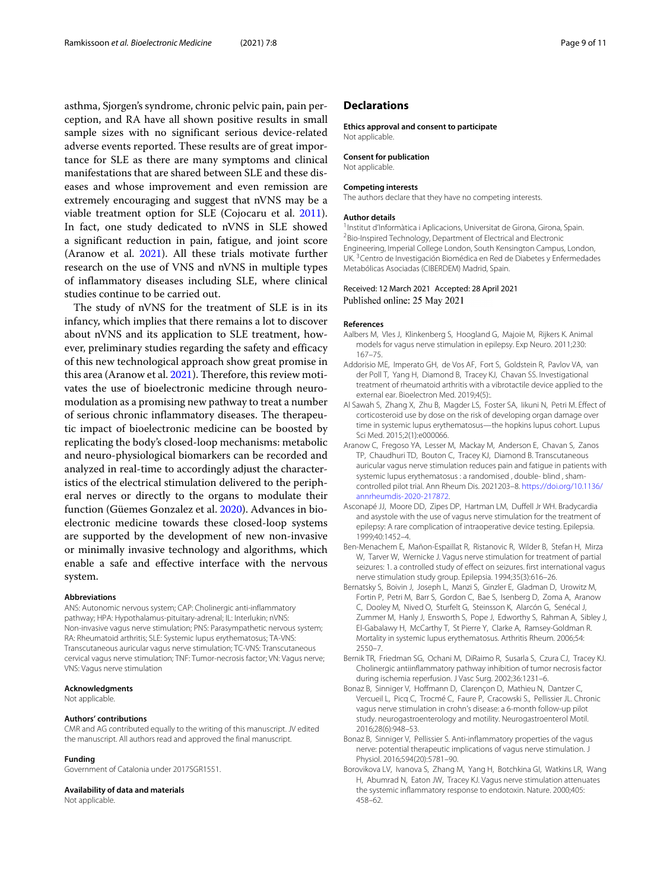asthma, Sjorgen's syndrome, chronic pelvic pain, pain perception, and RA have all shown positive results in small sample sizes with no significant serious device-related adverse events reported. These results are of great importance for SLE as there are many symptoms and clinical manifestations that are shared between SLE and these diseases and whose improvement and even remission are extremely encouraging and suggest that nVNS may be a viable treatment option for SLE (Cojocaru et al. 2011). In fact, one study dedicated to nVNS in SLE showed a significant reduction in pain, fatigue, and joint score (Aranow et al. 2021). All these trials motivate further research on the use of VNS and nVNS in multiple types of inflammatory diseases including SLE, where clinical studies continue to be carried out.

The study of nVNS for the treatment of SLE is in its infancy, which implies that there remains a lot to discover about nVNS and its application to SLE treatment, however, preliminary studies regarding the safety and efficacy of this new technological approach show great promise in this area (Aranow et al. 2021). Therefore, this review motivates the use of bioelectronic medicine through neuromodulation as a promising new pathway to treat a number of serious chronic inflammatory diseases. The therapeutic impact of bioelectronic medicine can be boosted by replicating the body's closed-loop mechanisms: metabolic and neuro-physiological biomarkers can be recorded and analyzed in real-time to accordingly adjust the characteristics of the electrical stimulation delivered to the peripheral nerves or directly to the organs to modulate their function (Güemes Gonzalez et al. 2020). Advances in bioelectronic medicine towards these closed-loop systems are supported by the development of new non-invasive or minimally invasive technology and algorithms, which enable a safe and effective interface with the nervous system.

#### Abbreviations

ANS: Autonomic nervous system; CAP: Cholinergic anti-inflammatory pathway; HPA: Hypothalamus-pituitary-adrenal; IL: Interlukin; nVNS: Non-invasive vagus nerve stimulation; PNS: Parasympathetic nervous system; RA: Rheumatoid arthritis; SLE: Systemic lupus erythematosus; TA-VNS: Transcutaneous auricular vagus nerve stimulation; TC-VNS: Transcutaneous cervical vagus nerve stimulation; TNF: Tumor-necrosis factor; VN: Vagus nerve; VNS: Vagus nerve stimulation

#### Acknowledgments

Not applicable.

#### Authors' contributions

CMR and AG contributed equally to the writing of this manuscript. JV edited the manuscript. All authors read and approved the final manuscript.

#### Funding

Government of Catalonia under 2017SGR1551.

#### Availability of data and materials

Not applicable.

## Declarations

#### Ethics approval and consent to participate

Not applicable.

#### Consent for publication

Not applicable.

#### Competing interests

The authors declare that they have no competing interests.

#### Author details

[1] Institut d'Informàtica i Aplicacions, Universitat de Girona, Girona, Spain. [2] Bio-Inspired Technology, Department of Electrical and Electronic Engineering, Imperial College London, South Kensington Campus, London, UK. [3] Centro de Investigación Biomédica en Red de Diabetes y Enfermedades Metabólicas Asociadas (CIBERDEM) Madrid, Spain.

Received: 12 March 2021 Accepted: 28 April 2021
Published online: 25 May 2021

#### References

Aalbers M, Vles J, Klinkenberg S, Hoogland G, Majoie M, Rijkers K. Animal models for vagus nerve stimulation in epilepsy. Exp Neuro. 2011;230: 167–75.

Addorisio ME, Imperato GH, de Vos AF, Fort S, Goldstein R, Pavlov VA, van der Poll T, Yang H, Diamond B, Tracey KJ, Chavan SS. Investigational treatment of rheumatoid arthritis with a vibrotactile device applied to the external ear. Bioelectron Med. 2019;4(5):.

Al Sawah S, Zhang X, Zhu B, Magder LS, Foster SA, Iikuni N, Petri M. Effect of corticosteroid use by dose on the risk of developing organ damage over time in systemic lupus erythematosus—the hopkins lupus cohort. Lupus Sci Med. 2015;2(1):e000066.

Aranow C, Fregoso YA, Lesser M, Mackay M, Anderson E, Chavan S, Zanos TP, Chaudhuri TD, Bouton C, Tracey KJ, Diamond B. Transcutaneous auricular vagus nerve stimulation reduces pain and fatigue in patients with systemic lupus erythematosus : a randomised , double- blind , sham-controlled pilot trial. Ann Rheum Dis. 2021203–8. https://doi.org/10.1136/annrheumdis-2020-217872.

Asconapé JJ, Moore DD, Zipes DP, Hartman LM, Duffell Jr WH. Bradycardia and asystole with the use of vagus nerve stimulation for the treatment of epilepsy: A rare complication of intraoperative device testing. Epilepsia. 1999;40:1452–4.

Ben-Menachem E, Mañon-Espaillat R, Ristanovic R, Wilder B, Stefan H, Mirza W, Tarver W, Wernicke J. Vagus nerve stimulation for treatment of partial seizures: 1. a controlled study of effect on seizures. first international vagus nerve stimulation study group. Epilepsia. 1994;35(3):616–26.

Bernatsky S, Boivin J, Joseph L, Manzi S, Ginzler E, Gladman D, Urowitz M, Fortin P, Petri M, Barr S, Gordon C, Bae S, Isenberg D, Zoma A, Aranow C, Dooley M, Nived O, Sturfelt G, Steinsson K, Alarcón G, Senécal J, Zummer M, Hanly J, Ensworth S, Pope J, Edworthy S, Rahman A, Sibley J, El-Gabalawy H, McCarthy T, St Pierre Y, Clarke A, Ramsey-Goldman R. Mortality in systemic lupus erythematosus. Arthritis Rheum. 2006;54: 2550–7.

Bernik TR, Friedman SG, Ochani M, DiRaimo R, Susarla S, Czura CJ, Tracey KJ. Cholinergic antiinflammatory pathway inhibition of tumor necrosis factor during ischemia reperfusion. J Vasc Surg. 2002;36:1231–6.

Bonaz B, Sinniger V, Hoffmann D, Clarençon D, Mathieu N, Dantzer C, Vercueil L, Picq C, Trocmé C, Faure P, Cracowski S., Pellissier JL. Chronic vagus nerve stimulation in crohn's disease: a 6-month follow-up pilot study. neurogastroenterology and motility. Neurogastroenterol Motil. 2016;28(6):948–53.

Bonaz B, Sinniger V, Pellissier S. Anti-inflammatory properties of the vagus nerve: potential therapeutic implications of vagus nerve stimulation. J Physiol. 2016;594(20):5781–90.

Borovikova LV, Ivanova S, Zhang M, Yang H, Botchkina GI, Watkins LR, Wang H, Abumrad N, Eaton JW, Tracey KJ. Vagus nerve stimulation attenuates the systemic inflammatory response to endotoxin. Nature. 2000;405: 458–62.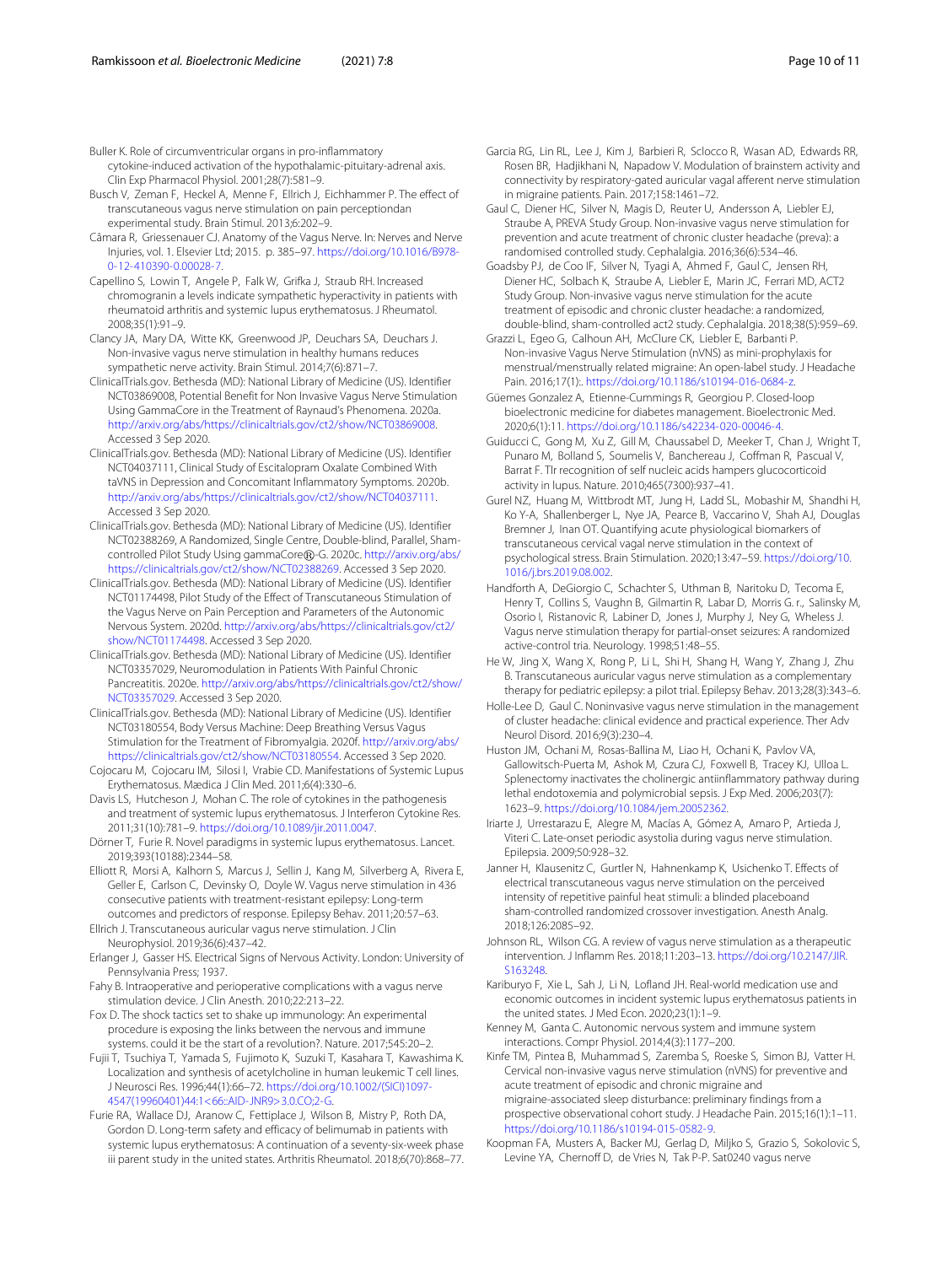Buller K. Role of circumventricular organs in pro-inflammatory cytokine-induced activation of the hypothalamic-pituitary-adrenal axis. Clin Exp Pharmacol Physiol. 2001;28(7):581–9.

Busch V, Zeman F, Heckel A, Menne F, Ellrich J, Eichhammer P. The effect of transcutaneous vagus nerve stimulation on pain perceptiondan experimental study. Brain Stimul. 2013;6:202–9.

Câmara R, Griessenauer CJ. Anatomy of the Vagus Nerve. In: Nerves and Nerve Injuries, vol. 1. Elsevier Ltd; 2015. p. 385–97. https://doi.org/10.1016/B978-0-12-410390-0.00028-7.

Capellino S, Lowin T, Angele P, Falk W, Grifka J, Straub RH. Increased chromogranin a levels indicate sympathetic hyperactivity in patients with rheumatoid arthritis and systemic lupus erythematosus. J Rheumatol. 2008;35(1):91–9.

Clancy JA, Mary DA, Witte KK, Greenwood JP, Deuchars SA, Deuchars J. Non-invasive vagus nerve stimulation in healthy humans reduces sympathetic nerve activity. Brain Stimul. 2014;7(6):871–7.

ClinicalTrials.gov. Bethesda (MD): National Library of Medicine (US). Identifier NCT03869008, Potential Benefit for Non Invasive Vagus Nerve Stimulation Using GammaCore in the Treatment of Raynaud's Phenomena. 2020a. http://arxiv.org/abs/https://clinicaltrials.gov/ct2/show/NCT03869008. Accessed 3 Sep 2020.

ClinicalTrials.gov. Bethesda (MD): National Library of Medicine (US). Identifier NCT04037111, Clinical Study of Escitalopram Oxalate Combined With taVNS in Depression and Concomitant Inflammatory Symptoms. 2020b. http://arxiv.org/abs/https://clinicaltrials.gov/ct2/show/NCT04037111. Accessed 3 Sep 2020.

ClinicalTrials.gov. Bethesda (MD): National Library of Medicine (US). Identifier NCT02388269, A Randomized, Single Centre, Double-blind, Parallel, Sham-controlled Pilot Study Using gammaCore®-G. 2020c. http://arxiv.org/abs/https://clinicaltrials.gov/ct2/show/NCT02388269. Accessed 3 Sep 2020.

ClinicalTrials.gov. Bethesda (MD): National Library of Medicine (US). Identifier NCT01174498, Pilot Study of the Effect of Transcutaneous Stimulation of the Vagus Nerve on Pain Perception and Parameters of the Autonomic Nervous System. 2020d. http://arxiv.org/abs/https://clinicaltrials.gov/ct2/show/NCT01174498. Accessed 3 Sep 2020.

ClinicalTrials.gov. Bethesda (MD): National Library of Medicine (US). Identifier NCT03357029, Neuromodulation in Patients With Painful Chronic Pancreatitis. 2020e. http://arxiv.org/abs/https://clinicaltrials.gov/ct2/show/NCT03357029. Accessed 3 Sep 2020.

ClinicalTrials.gov. Bethesda (MD): National Library of Medicine (US). Identifier NCT03180554, Body Versus Machine: Deep Breathing Versus Vagus Stimulation for the Treatment of Fibromyalgia. 2020f. http://arxiv.org/abs/https://clinicaltrials.gov/ct2/show/NCT03180554. Accessed 3 Sep 2020.

Cojocaru M, Cojocaru IM, Silosi I, Vrabie CD. Manifestations of Systemic Lupus Erythematosus. Mædica J Clin Med. 2011;6(4):330–6.

Davis LS, Hutcheson J, Mohan C. The role of cytokines in the pathogenesis and treatment of systemic lupus erythematosus. J Interferon Cytokine Res. 2011;31(10):781–9. https://doi.org/10.1089/jir.2011.0047.

Dörner T, Furie R. Novel paradigms in systemic lupus erythematosus. Lancet. 2019;393(10188):2344–58.

Elliott R, Morsi A, Kalhorn S, Marcus J, Sellin J, Kang M, Silverberg A, Rivera E, Geller E, Carlson C, Devinsky O, Doyle W. Vagus nerve stimulation in 436 consecutive patients with treatment-resistant epilepsy: Long-term outcomes and predictors of response. Epilepsy Behav. 2011;20:57–63.

Ellrich J. Transcutaneous auricular vagus nerve stimulation. J Clin Neurophysiol. 2019;36(6):437–42.

Erlanger J, Gasser HS. Electrical Signs of Nervous Activity. London: University of Pennsylvania Press; 1937.

Fahy B. Intraoperative and perioperative complications with a vagus nerve stimulation device. J Clin Anesth. 2010;22:213–22.

Fox D. The shock tactics set to shake up immunology: An experimental procedure is exposing the links between the nervous and immune systems. could it be the start of a revolution?. Nature. 2017;545:20–2.

Fujii T, Tsuchiya T, Yamada S, Fujimoto K, Suzuki T, Kasahara T, Kawashima K. Localization and synthesis of acetylcholine in human leukemic T cell lines. J Neurosci Res. 1996;44(1):66–72. https://doi.org/10.1002/(SICI)1097-4547(19960401)44:1<66::AID-JNR9>3.0.CO;2-G.

Furie RA, Wallace DJ, Aranow C, Fettiplace J, Wilson B, Mistry P, Roth DA, Gordon D. Long-term safety and efficacy of belimumab in patients with systemic lupus erythematosus: A continuation of a seventy-six-week phase iii parent study in the united states. Arthritis Rheumatol. 2018;6(70):868–77.

Garcia RG, Lin RL, Lee J, Kim J, Barbieri R, Sclocco R, Wasan AD, Edwards RR, Rosen BR, Hadjikhani N, Napadow V. Modulation of brainstem activity and connectivity by respiratory-gated auricular vagal afferent nerve stimulation in migraine patients. Pain. 2017;158:1461–72.

Gaul C, Diener HC, Silver N, Magis D, Reuter U, Andersson A, Liebler EJ, Straube A, PREVA Study Group. Non-invasive vagus nerve stimulation for prevention and acute treatment of chronic cluster headache (preva): a randomised controlled study. Cephalalgia. 2016;36(6):534–46.

Goadsby PJ, de Coo IF, Silver N, Tyagi A, Ahmed F, Gaul C, Jensen RH, Diener HC, Solbach K, Straube A, Liebler E, Marin JC, Ferrari MD, ACT2 Study Group. Non-invasive vagus nerve stimulation for the acute treatment of episodic and chronic cluster headache: a randomized, double-blind, sham-controlled act2 study. Cephalalgia. 2018;38(5):959–69.

Grazzi L, Egeo G, Calhoun AH, McClure CK, Liebler E, Barbanti P. Non-invasive Vagus Nerve Stimulation (nVNS) as mini-prophylaxis for menstrual/menstrually related migraine: An open-label study. J Headache Pain. 2016;17(1):. https://doi.org/10.1186/s10194-016-0684-z.

Güemes Gonzalez A, Etienne-Cummings R, Georgiou P. Closed-loop bioelectronic medicine for diabetes management. Bioelectronic Med. 2020;6(1):11. https://doi.org/10.1186/s42234-020-00046-4.

Guiducci C, Gong M, Xu Z, Gill M, Chaussabel D, Meeker T, Chan J, Wright T, Punaro M, Bolland S, Soumelis V, Banchereau J, Coffman R, Pascual V, Barrat F. Tlr recognition of self nucleic acids hampers glucocorticoid activity in lupus. Nature. 2010;465(7300):937–41.

Gurel NZ, Huang M, Wittbrodt MT, Jung H, Ladd SL, Mobashir M, Shandhi H, Ko Y-A, Shallenberger L, Nye JA, Pearce B, Vaccarino V, Shah AJ, Douglas Bremner J, Inan OT. Quantifying acute physiological biomarkers of transcutaneous cervical vagal nerve stimulation in the context of psychological stress. Brain Stimulation. 2020;13:47–59. https://doi.org/10.1016/j.brs.2019.08.002.

Handforth A, DeGiorgio C, Schachter S, Uthman B, Naritoku D, Tecoma E, Henry T, Collins S, Vaughn B, Gilmartin R, Labar D, Morris G. r., Salinsky M, Osorio I, Ristanovic R, Labiner D, Jones J, Murphy J, Ney G, Wheless J. Vagus nerve stimulation therapy for partial-onset seizures: A randomized active-control tria. Neurology. 1998;51:48–55.

He W, Jing X, Wang X, Rong P, Li L, Shi H, Shang H, Wang Y, Zhang J, Zhu B. Transcutaneous auricular vagus nerve stimulation as a complementary therapy for pediatric epilepsy: a pilot trial. Epilepsy Behav. 2013;28(3):343–6.

Holle-Lee D, Gaul C. Noninvasive vagus nerve stimulation in the management of cluster headache: clinical evidence and practical experience. Ther Adv Neurol Disord. 2016;9(3):230–4.

Huston JM, Ochani M, Rosas-Ballina M, Liao H, Ochani K, Pavlov VA, Gallowitsch-Puerta M, Ashok M, Czura CJ, Foxwell B, Tracey KJ, Ulloa L. Splenectomy inactivates the cholinergic antiinflammatory pathway during lethal endotoxemia and polymicrobial sepsis. J Exp Med. 2006;203(7):1623–9. https://doi.org/10.1084/jem.20052362.

Iriarte J, Urrestarazu E, Alegre M, Macías A, Gómez A, Amaro P, Artieda J, Viteri C. Late-onset periodic asystolia during vagus nerve stimulation. Epilepsia. 2009;50:928–32.

Janner H, Klausenitz C, Gurtler N, Hahnenkamp K, Usichenko T. Effects of electrical transcutaneous vagus nerve stimulation on the perceived intensity of repetitive painful heat stimuli: a blinded placeboand sham-controlled randomized crossover investigation. Anesth Analg. 2018;126:2085–92.

Johnson RL, Wilson CG. A review of vagus nerve stimulation as a therapeutic intervention. J Inflamm Res. 2018;11:203–13. https://doi.org/10.2147/JIR.S163248.

Kariburyo F, Xie L, Sah J, Li N, Lofland JH. Real-world medication use and economic outcomes in incident systemic lupus erythematosus patients in the united states. J Med Econ. 2020;23(1):1–9.

Kenney M, Ganta C. Autonomic nervous system and immune system interactions. Compr Physiol. 2014;4(3):1177–200.

Kinfe TM, Pintea B, Muhammad S, Zaremba S, Roeske S, Simon BJ, Vatter H. Cervical non-invasive vagus nerve stimulation (nVNS) for preventive and acute treatment of episodic and chronic migraine and migraine-associated sleep disturbance: preliminary findings from a prospective observational cohort study. J Headache Pain. 2015;16(1):1–11. https://doi.org/10.1186/s10194-015-0582-9.

Koopman FA, Musters A, Backer MJ, Gerlag D, Miljko S, Grazio S, Sokolovic S, Levine YA, Chernoff D, de Vries N, Tak P-P. Sat0240 vagus nerve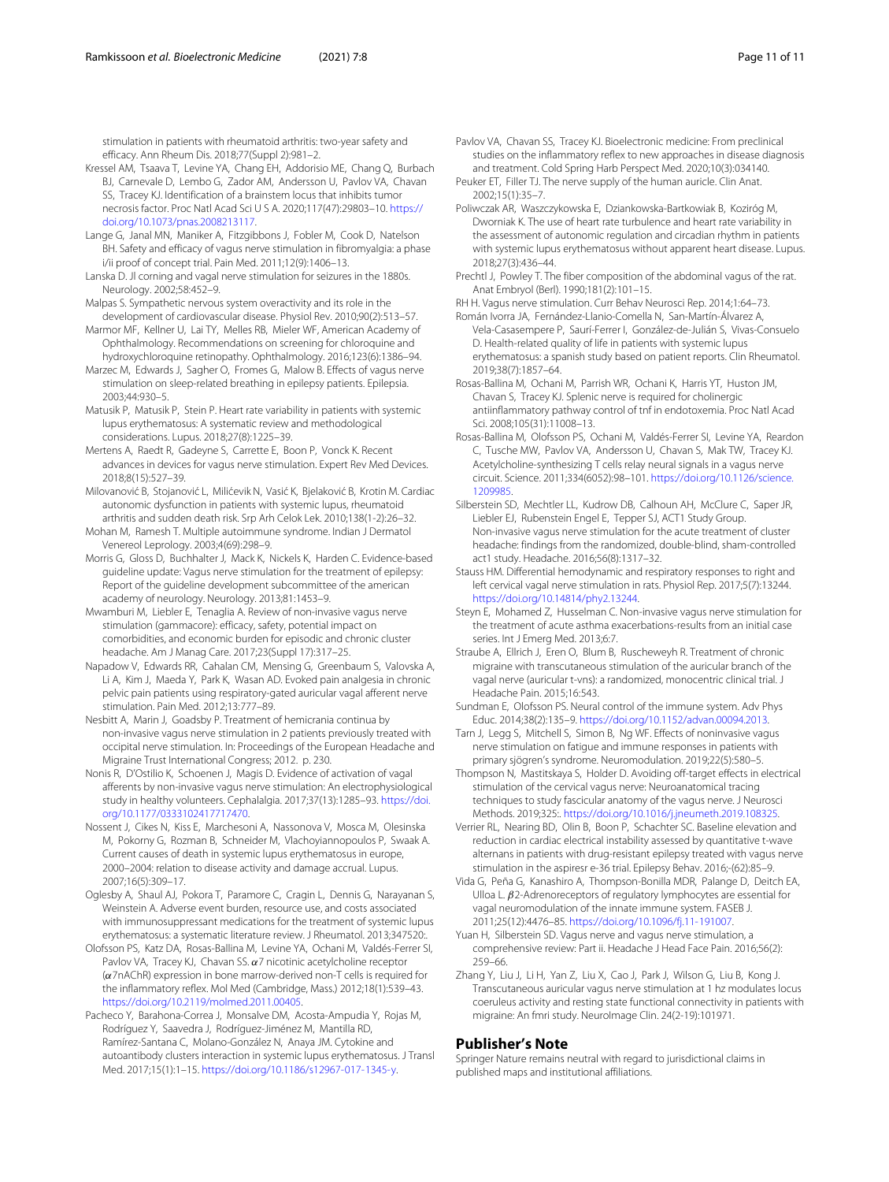stimulation in patients with rheumatoid arthritis: two-year safety and efficacy. Ann Rheum Dis. 2018;77(Suppl 2):981–2.

Kressel AM, Tsaava T, Levine YA, Chang EH, Addorisio ME, Chang Q, Burbach BJ, Carnevale D, Lembo G, Zador AM, Andersson U, Pavlov VA, Chavan SS, Tracey KJ. Identification of a brainstem locus that inhibits tumor necrosis factor. Proc Natl Acad Sci U S A. 2020;117(47):29803–10. https://doi.org/10.1073/pnas.2008213117.

Lange G, Janal MN, Maniker A, Fitzgibbons J, Fobler M, Cook D, Natelson BH. Safety and efficacy of vagus nerve stimulation in fibromyalgia: a phase i/ii proof of concept trial. Pain Med. 2011;12(9):1406–13.

Lanska D. Jl corning and vagal nerve stimulation for seizures in the 1880s. Neurology. 2002;58:452–9.

Malpas S. Sympathetic nervous system overactivity and its role in the development of cardiovascular disease. Physiol Rev. 2010;90(2):513–57.

Marmor MF, Kellner U, Lai TY, Melles RB, Mieler WF, American Academy of Ophthalmology. Recommendations on screening for chloroquine and hydroxychloroquine retinopathy. Ophthalmology. 2016;123(6):1386–94.

Marzec M, Edwards J, Sagher O, Fromes G, Malow B. Effects of vagus nerve stimulation on sleep-related breathing in epilepsy patients. Epilepsia. 2003;44:930–5.

Matusik P, Matusik P, Stein P. Heart rate variability in patients with systemic lupus erythematosus: A systematic review and methodological considerations. Lupus. 2018;27(8):1225–39.

Mertens A, Raedt R, Gadeyne S, Carrette E, Boon P, Vonck K. Recent advances in devices for vagus nerve stimulation. Expert Rev Med Devices. 2018;8(15):527–39.

Milovanović B, Stojanović L, Milićevik N, Vasić K, Bjelaković B, Krotin M. Cardiac autonomic dysfunction in patients with systemic lupus, rheumatoid arthritis and sudden death risk. Srp Arh Celok Lek. 2010;138(1-2):26–32.

Mohan M, Ramesh T. Multiple autoimmune syndrome. Indian J Dermatol Venereol Leprology. 2003;4(69):298–9.

Morris G, Gloss D, Buchhalter J, Mack K, Nickels K, Harden C. Evidence-based guideline update: Vagus nerve stimulation for the treatment of epilepsy: Report of the guideline development subcommittee of the american academy of neurology. Neurology. 2013;81:1453–9.

Mwamburi M, Liebler E, Tenaglia A. Review of non-invasive vagus nerve stimulation (gammacore): efficacy, safety, potential impact on comorbidities, and economic burden for episodic and chronic cluster headache. Am J Manag Care. 2017;23(Suppl 17):317–25.

Napadow V, Edwards RR, Cahalan CM, Mensing G, Greenbaum S, Valovska A, Li A, Kim J, Maeda Y, Park K, Wasan AD. Evoked pain analgesia in chronic pelvic pain patients using respiratory-gated auricular vagal afferent nerve stimulation. Pain Med. 2012;13:777–89.

Nesbitt A, Marin J, Goadsby P. Treatment of hemicrania continua by non-invasive vagus nerve stimulation in 2 patients previously treated with occipital nerve stimulation. In: Proceedings of the European Headache and Migraine Trust International Congress; 2012. p. 230.

Nonis R, D'Ostilio K, Schoenen J, Magis D. Evidence of activation of vagal afferents by non-invasive vagus nerve stimulation: An electrophysiological study in healthy volunteers. Cephalalgia. 2017;37(13):1285–93. https://doi.org/10.1177/0333102417717470.

Nossent J, Cikes N, Kiss E, Marchesoni A, Nassonova V, Mosca M, Olesinska M, Pokorny G, Rozman B, Schneider M, Vlachoyiannopoulos P, Swaak A. Current causes of death in systemic lupus erythematosus in europe, 2000–2004: relation to disease activity and damage accrual. Lupus. 2007;16(5):309–17.

Oglesby A, Shaul AJ, Pokora T, Paramore C, Cragin L, Dennis G, Narayanan S, Weinstein A. Adverse event burden, resource use, and costs associated with immunosuppressant medications for the treatment of systemic lupus erythematosus: a systematic literature review. J Rheumatol. 2013;347520:.

Olofsson PS, Katz DA, Rosas-Ballina M, Levine YA, Ochani M, Valdés-Ferrer SI, Pavlov VA, Tracey KJ, Chavan SS. $\alpha$7 nicotinic acetylcholine receptor ($\alpha$7nAChR) expression in bone marrow-derived non-T cells is required for the inflammatory reflex. Mol Med (Cambridge, Mass.) 2012;18(1):539–43. https://doi.org/10.2119/molmed.2011.00405.

Pacheco Y, Barahona-Correa J, Monsalve DM, Acosta-Ampudia Y, Rojas M, Rodríguez Y, Saavedra J, Rodríguez-Jiménez M, Mantilla RD, Ramírez-Santana C, Molano-González N, Anaya JM. Cytokine and autoantibody clusters interaction in systemic lupus erythematosus. J Transl Med. 2017;15(1):1–15. https://doi.org/10.1186/s12967-017-1345-y.

Pavlov VA, Chavan SS, Tracey KJ. Bioelectronic medicine: From preclinical studies on the inflammatory reflex to new approaches in disease diagnosis and treatment. Cold Spring Harb Perspect Med. 2020;10(3):034140.

Peuker ET, Filler TJ. The nerve supply of the human auricle. Clin Anat. 2002;15(1):35–7.

Poliwczak AR, Waszczykowska E, Dziankowska-Bartkowiak B, Koziróg M, Dworniak K. The use of heart rate turbulence and heart rate variability in the assessment of autonomic regulation and circadian rhythm in patients with systemic lupus erythematosus without apparent heart disease. Lupus. 2018;27(3):436–44.

Prechtl J, Powley T. The fiber composition of the abdominal vagus of the rat. Anat Embryol (Berl). 1990;181(2):101–15.

RH H. Vagus nerve stimulation. Curr Behav Neurosci Rep. 2014;1:64–73.

Román Ivorra JA, Fernández-Llanio-Comella N, San-Martín-Álvarez A, Vela-Casasempere P, Saurí-Ferrer I, González-de-Julián S, Vivas-Consuelo D. Health-related quality of life in patients with systemic lupus erythematosus: a spanish study based on patient reports. Clin Rheumatol. 2019;38(7):1857–64.

Rosas-Ballina M, Ochani M, Parrish WR, Ochani K, Harris YT, Huston JM, Chavan S, Tracey KJ. Splenic nerve is required for cholinergic antiinflammatory pathway control of tnf in endotoxemia. Proc Natl Acad Sci. 2008;105(31):11008–13.

Rosas-Ballina M, Olofsson PS, Ochani M, Valdés-Ferrer SI, Levine YA, Reardon C, Tusche MW, Pavlov VA, Andersson U, Chavan S, Mak TW, Tracey KJ. Acetylcholine-synthesizing T cells relay neural signals in a vagus nerve circuit. Science. 2011;334(6052):98–101. https://doi.org/10.1126/science.1209985.

Silberstein SD, Mechtler LL, Kudrow DB, Calhoun AH, McClure C, Saper JR, Liebler EJ, Rubenstein Engel E, Tepper SJ, ACT1 Study Group. Non-invasive vagus nerve stimulation for the acute treatment of cluster headache: findings from the randomized, double-blind, sham-controlled act1 study. Headache. 2016;56(8):1317–32.

Stauss HM. Differential hemodynamic and respiratory responses to right and left cervical vagal nerve stimulation in rats. Physiol Rep. 2017;5(7):13244. https://doi.org/10.14814/phy2.13244.

Steyn E, Mohamed Z, Husselman C. Non-invasive vagus nerve stimulation for the treatment of acute asthma exacerbations-results from an initial case series. Int J Emerg Med. 2013;6:7.

Straube A, Ellrich J, Eren O, Blum B, Ruscheweyh R. Treatment of chronic migraine with transcutaneous stimulation of the auricular branch of the vagal nerve (auricular t-vns): a randomized, monocentric clinical trial. J Headache Pain. 2015;16:543.

Sundman E, Olofsson PS. Neural control of the immune system. Adv Phys Educ. 2014;38(2):135–9. https://doi.org/10.1152/advan.00094.2013.

Tarn J, Legg S, Mitchell S, Simon B, Ng WF. Effects of noninvasive vagus nerve stimulation on fatigue and immune responses in patients with primary sjögren's syndrome. Neuromodulation. 2019;22(5):580–5.

Thompson N, Mastitskaya S, Holder D. Avoiding off-target effects in electrical stimulation of the cervical vagus nerve: Neuroanatomical tracing techniques to study fascicular anatomy of the vagus nerve. J Neurosci Methods. 2019;325:. https://doi.org/10.1016/j.jneumeth.2019.108325.

Verrier RL, Nearing BD, Olin B, Boon P, Schachter SC. Baseline elevation and reduction in cardiac electrical instability assessed by quantitative t-wave alternans in patients with drug-resistant epilepsy treated with vagus nerve stimulation in the aspirer e-36 trial. Epilepsy Behav. 2016;-(62):85–9.

Vida G, Peña G, Kanashiro A, Thompson-Bonilla MDR, Palange D, Deitch EA, Ulloa L. $\beta$2-Adrenoreceptors of regulatory lymphocytes are essential for vagal neuromodulation of the innate immune system. FASEB J. 2011;25(12):4476–85. https://doi.org/10.1096/fj.11-191007.

Yuan H, Silberstein SD. Vagus nerve and vagus nerve stimulation, a comprehensive review: Part ii. Headache J Head Face Pain. 2016;56(2):259–66.

Zhang Y, Liu J, Li H, Yan Z, Liu X, Cao J, Park J, Wilson G, Liu B, Kong J. Transcutaneous auricular vagus nerve stimulation at 1 hz modulates locus coeruleus activity and resting state functional connectivity in patients with migraine: An fmri study. NeuroImage Clin. 24(2-19):101971.

## Publisher's Note

Springer Nature remains neutral with regard to jurisdictional claims in published maps and institutional affiliations.